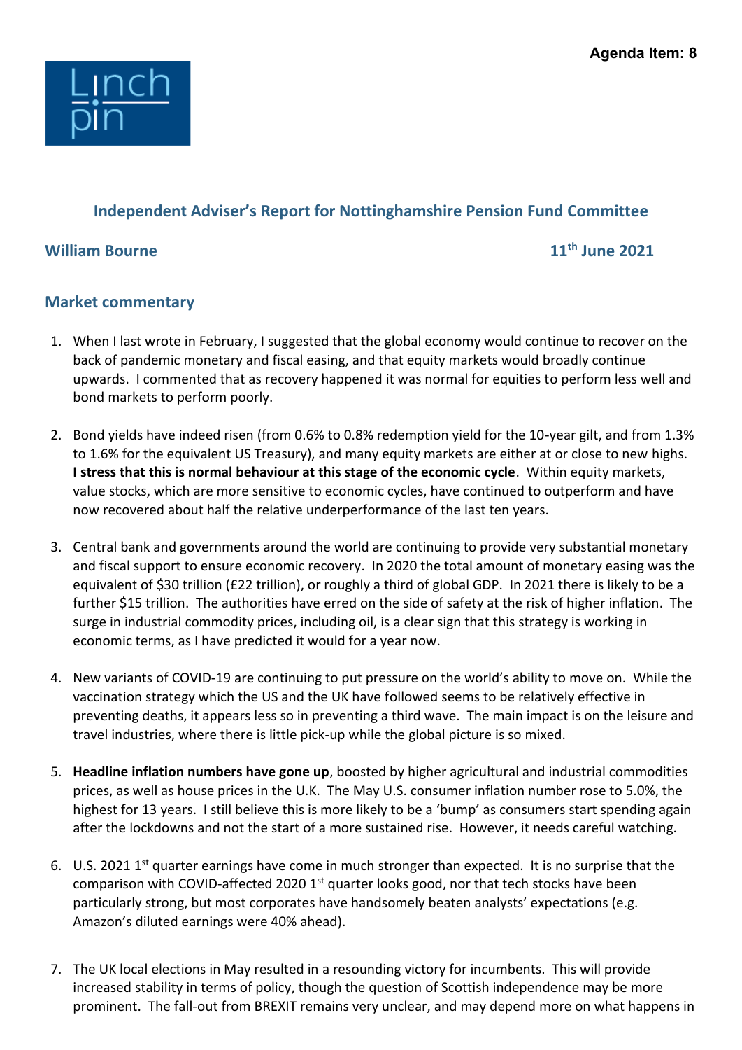Agenda Item: 8

Linch pin

## Independent Adviser's Report for Nottinghamshire Pension Fund Committee

**William Bourne** **11th June 2021**

### Market commentary

1. When I last wrote in February, I suggested that the global economy would continue to recover on the back of pandemic monetary and fiscal easing, and that equity markets would broadly continue upwards. I commented that as recovery happened it was normal for equities to perform less well and bond markets to perform poorly.

2. Bond yields have indeed risen (from 0.6% to 0.8% redemption yield for the 10-year gilt, and from 1.3% to 1.6% for the equivalent US Treasury), and many equity markets are either at or close to new highs. **I stress that this is normal behaviour at this stage of the economic cycle**. Within equity markets, value stocks, which are more sensitive to economic cycles, have continued to outperform and have now recovered about half the relative underperformance of the last ten years.

3. Central bank and governments around the world are continuing to provide very substantial monetary and fiscal support to ensure economic recovery. In 2020 the total amount of monetary easing was the equivalent of $30 trillion (£22 trillion), or roughly a third of global GDP. In 2021 there is likely to be a further $15 trillion. The authorities have erred on the side of safety at the risk of higher inflation. The surge in industrial commodity prices, including oil, is a clear sign that this strategy is working in economic terms, as I have predicted it would for a year now.

4. New variants of COVID-19 are continuing to put pressure on the world's ability to move on. While the vaccination strategy which the US and the UK have followed seems to be relatively effective in preventing deaths, it appears less so in preventing a third wave. The main impact is on the leisure and travel industries, where there is little pick-up while the global picture is so mixed.

5. **Headline inflation numbers have gone up**, boosted by higher agricultural and industrial commodities prices, as well as house prices in the U.K. The May U.S. consumer inflation number rose to 5.0%, the highest for 13 years. I still believe this is more likely to be a 'bump' as consumers start spending again after the lockdowns and not the start of a more sustained rise. However, it needs careful watching.

6. U.S. 2021 1st quarter earnings have come in much stronger than expected. It is no surprise that the comparison with COVID-affected 2020 1st quarter looks good, nor that tech stocks have been particularly strong, but most corporates have handsomely beaten analysts' expectations (e.g. Amazon's diluted earnings were 40% ahead).

7. The UK local elections in May resulted in a resounding victory for incumbents. This will provide increased stability in terms of policy, though the question of Scottish independence may be more prominent. The fall-out from BREXIT remains very unclear, and may depend more on what happens in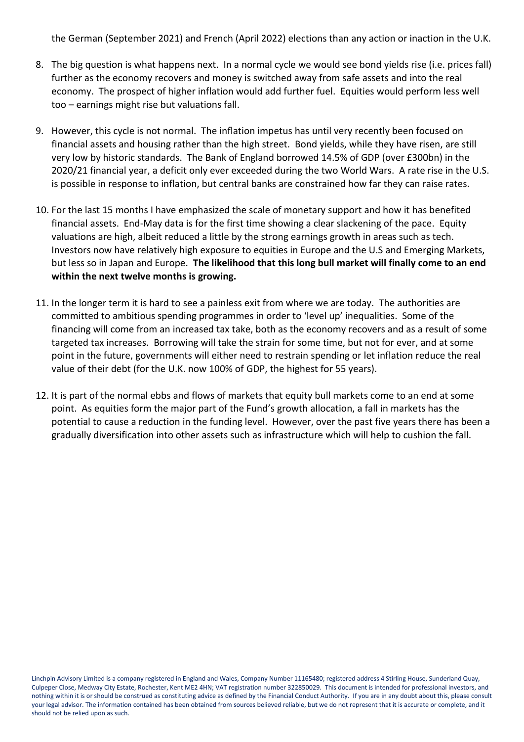the German (September 2021) and French (April 2022) elections than any action or inaction in the U.K.

8. The big question is what happens next. In a normal cycle we would see bond yields rise (i.e. prices fall) further as the economy recovers and money is switched away from safe assets and into the real economy. The prospect of higher inflation would add further fuel. Equities would perform less well too – earnings might rise but valuations fall.

9. However, this cycle is not normal. The inflation impetus has until very recently been focused on financial assets and housing rather than the high street. Bond yields, while they have risen, are still very low by historic standards. The Bank of England borrowed 14.5% of GDP (over £300bn) in the 2020/21 financial year, a deficit only ever exceeded during the two World Wars. A rate rise in the U.S. is possible in response to inflation, but central banks are constrained how far they can raise rates.

10. For the last 15 months I have emphasized the scale of monetary support and how it has benefited financial assets. End-May data is for the first time showing a clear slackening of the pace. Equity valuations are high, albeit reduced a little by the strong earnings growth in areas such as tech. Investors now have relatively high exposure to equities in Europe and the U.S and Emerging Markets, but less so in Japan and Europe. **The likelihood that this long bull market will finally come to an end within the next twelve months is growing.**

11. In the longer term it is hard to see a painless exit from where we are today. The authorities are committed to ambitious spending programmes in order to 'level up' inequalities. Some of the financing will come from an increased tax take, both as the economy recovers and as a result of some targeted tax increases. Borrowing will take the strain for some time, but not for ever, and at some point in the future, governments will either need to restrain spending or let inflation reduce the real value of their debt (for the U.K. now 100% of GDP, the highest for 55 years).

12. It is part of the normal ebbs and flows of markets that equity bull markets come to an end at some point. As equities form the major part of the Fund's growth allocation, a fall in markets has the potential to cause a reduction in the funding level. However, over the past five years there has been a gradually diversification into other assets such as infrastructure which will help to cushion the fall.

Linchpin Advisory Limited is a company registered in England and Wales, Company Number 11165480; registered address 4 Stirling House, Sunderland Quay, Culpeper Close, Medway City Estate, Rochester, Kent ME2 4HN; VAT registration number 322850029. This document is intended for professional investors, and nothing within it is or should be construed as constituting advice as defined by the Financial Conduct Authority. If you are in any doubt about this, please consult your legal advisor. The information contained has been obtained from sources believed reliable, but we do not represent that it is accurate or complete, and it should not be relied upon as such.